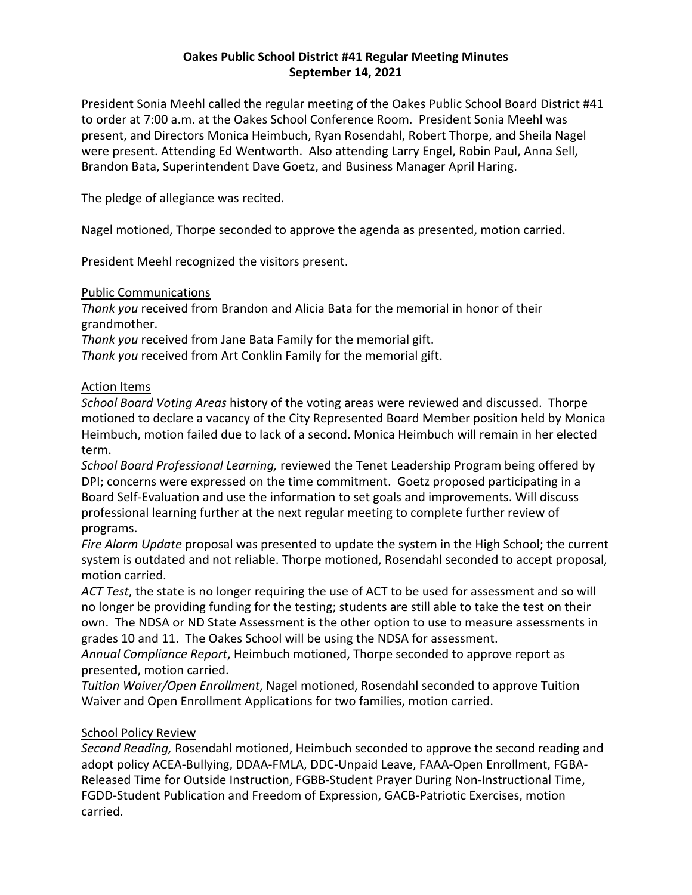**Oakes Public School District #41 Regular Meeting Minutes**
**September 14, 2021**

President Sonia Meehl called the regular meeting of the Oakes Public School Board District #41 to order at 7:00 a.m. at the Oakes School Conference Room. President Sonia Meehl was present, and Directors Monica Heimbuch, Ryan Rosendahl, Robert Thorpe, and Sheila Nagel were present. Attending Ed Wentworth. Also attending Larry Engel, Robin Paul, Anna Sell, Brandon Bata, Superintendent Dave Goetz, and Business Manager April Haring.

The pledge of allegiance was recited.

Nagel motioned, Thorpe seconded to approve the agenda as presented, motion carried.

President Meehl recognized the visitors present.

Public Communications

*Thank you* received from Brandon and Alicia Bata for the memorial in honor of their grandmother.
*Thank you* received from Jane Bata Family for the memorial gift.
*Thank you* received from Art Conklin Family for the memorial gift.

Action Items

*School Board Voting Areas* history of the voting areas were reviewed and discussed. Thorpe motioned to declare a vacancy of the City Represented Board Member position held by Monica Heimbuch, motion failed due to lack of a second. Monica Heimbuch will remain in her elected term.

*School Board Professional Learning,* reviewed the Tenet Leadership Program being offered by DPI; concerns were expressed on the time commitment. Goetz proposed participating in a Board Self-Evaluation and use the information to set goals and improvements. Will discuss professional learning further at the next regular meeting to complete further review of programs.

*Fire Alarm Update* proposal was presented to update the system in the High School; the current system is outdated and not reliable. Thorpe motioned, Rosendahl seconded to accept proposal, motion carried.

*ACT Test*, the state is no longer requiring the use of ACT to be used for assessment and so will no longer be providing funding for the testing; students are still able to take the test on their own. The NDSA or ND State Assessment is the other option to use to measure assessments in grades 10 and 11. The Oakes School will be using the NDSA for assessment.

*Annual Compliance Report*, Heimbuch motioned, Thorpe seconded to approve report as presented, motion carried.

*Tuition Waiver/Open Enrollment*, Nagel motioned, Rosendahl seconded to approve Tuition Waiver and Open Enrollment Applications for two families, motion carried.

School Policy Review

*Second Reading,* Rosendahl motioned, Heimbuch seconded to approve the second reading and adopt policy ACEA-Bullying, DDAA-FMLA, DDC-Unpaid Leave, FAAA-Open Enrollment, FGBA-Released Time for Outside Instruction, FGBB-Student Prayer During Non-Instructional Time, FGDD-Student Publication and Freedom of Expression, GACB-Patriotic Exercises, motion carried.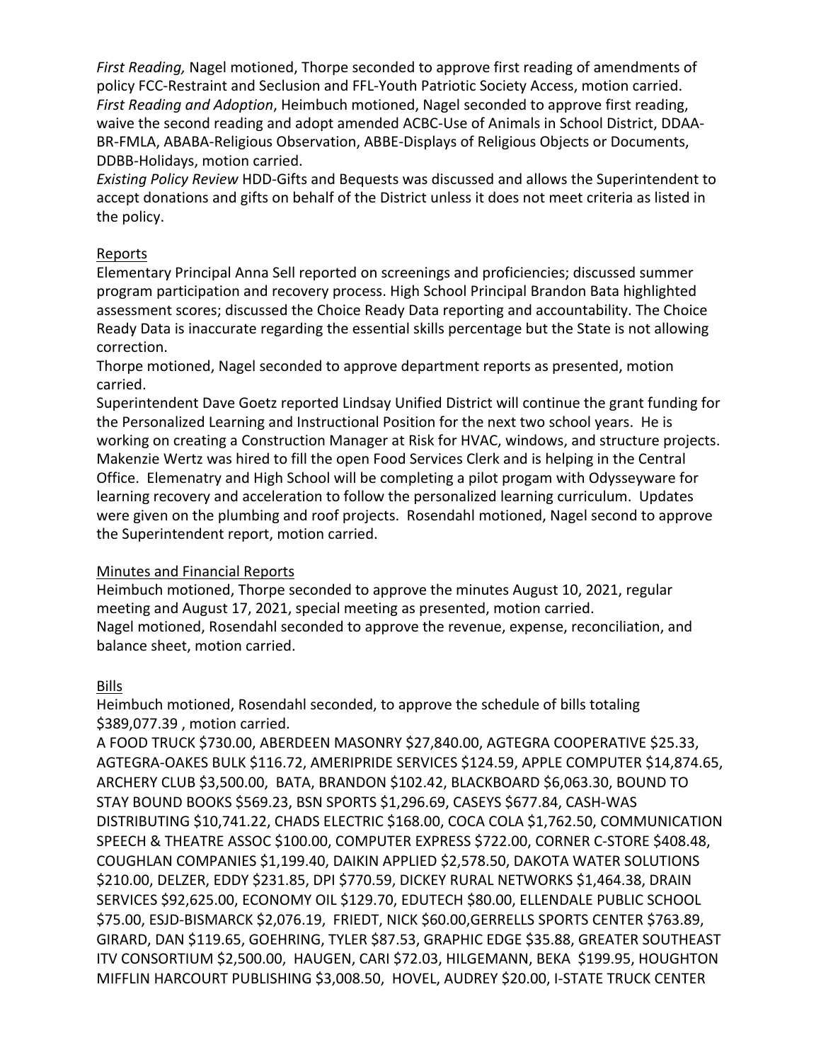*First Reading,* Nagel motioned, Thorpe seconded to approve first reading of amendments of policy FCC-Restraint and Seclusion and FFL-Youth Patriotic Society Access, motion carried.
*First Reading and Adoption*, Heimbuch motioned, Nagel seconded to approve first reading, waive the second reading and adopt amended ACBC-Use of Animals in School District, DDAA-BR-FMLA, ABABA-Religious Observation, ABBE-Displays of Religious Objects or Documents, DDBB-Holidays, motion carried.
*Existing Policy Review* HDD-Gifts and Bequests was discussed and allows the Superintendent to accept donations and gifts on behalf of the District unless it does not meet criteria as listed in the policy.

<u>Reports</u>
Elementary Principal Anna Sell reported on screenings and proficiencies; discussed summer program participation and recovery process. High School Principal Brandon Bata highlighted assessment scores; discussed the Choice Ready Data reporting and accountability. The Choice Ready Data is inaccurate regarding the essential skills percentage but the State is not allowing correction.
Thorpe motioned, Nagel seconded to approve department reports as presented, motion carried.
Superintendent Dave Goetz reported Lindsay Unified District will continue the grant funding for the Personalized Learning and Instructional Position for the next two school years. He is working on creating a Construction Manager at Risk for HVAC, windows, and structure projects. Makenzie Wertz was hired to fill the open Food Services Clerk and is helping in the Central Office. Elemenatry and High School will be completing a pilot progam with Odysseyware for learning recovery and acceleration to follow the personalized learning curriculum. Updates were given on the plumbing and roof projects. Rosendahl motioned, Nagel second to approve the Superintendent report, motion carried.

<u>Minutes and Financial Reports</u>
Heimbuch motioned, Thorpe seconded to approve the minutes August 10, 2021, regular meeting and August 17, 2021, special meeting as presented, motion carried.
Nagel motioned, Rosendahl seconded to approve the revenue, expense, reconciliation, and balance sheet, motion carried.

<u>Bills</u>
Heimbuch motioned, Rosendahl seconded, to approve the schedule of bills totaling $389,077.39 , motion carried.
A FOOD TRUCK $730.00, ABERDEEN MASONRY $27,840.00, AGTEGRA COOPERATIVE $25.33, AGTEGRA-OAKES BULK $116.72, AMERIPRIDE SERVICES $124.59, APPLE COMPUTER $14,874.65, ARCHERY CLUB $3,500.00, BATA, BRANDON $102.42, BLACKBOARD $6,063.30, BOUND TO STAY BOUND BOOKS $569.23, BSN SPORTS $1,296.69, CASEYS $677.84, CASH-WAS DISTRIBUTING $10,741.22, CHADS ELECTRIC $168.00, COCA COLA $1,762.50, COMMUNICATION SPEECH & THEATRE ASSOC $100.00, COMPUTER EXPRESS $722.00, CORNER C-STORE $408.48, COUGHLAN COMPANIES $1,199.40, DAIKIN APPLIED $2,578.50, DAKOTA WATER SOLUTIONS $210.00, DELZER, EDDY $231.85, DPI $770.59, DICKEY RURAL NETWORKS $1,464.38, DRAIN SERVICES $92,625.00, ECONOMY OIL $129.70, EDUTECH $80.00, ELLENDALE PUBLIC SCHOOL $75.00, ESJD-BISMARCK $2,076.19, FRIEDT, NICK $60.00,GERRELLS SPORTS CENTER $763.89, GIRARD, DAN $119.65, GOEHRING, TYLER $87.53, GRAPHIC EDGE $35.88, GREATER SOUTHEAST ITV CONSORTIUM $2,500.00, HAUGEN, CARI $72.03, HILGEMANN, BEKA $199.95, HOUGHTON MIFFLIN HARCOURT PUBLISHING $3,008.50, HOVEL, AUDREY $20.00, I-STATE TRUCK CENTER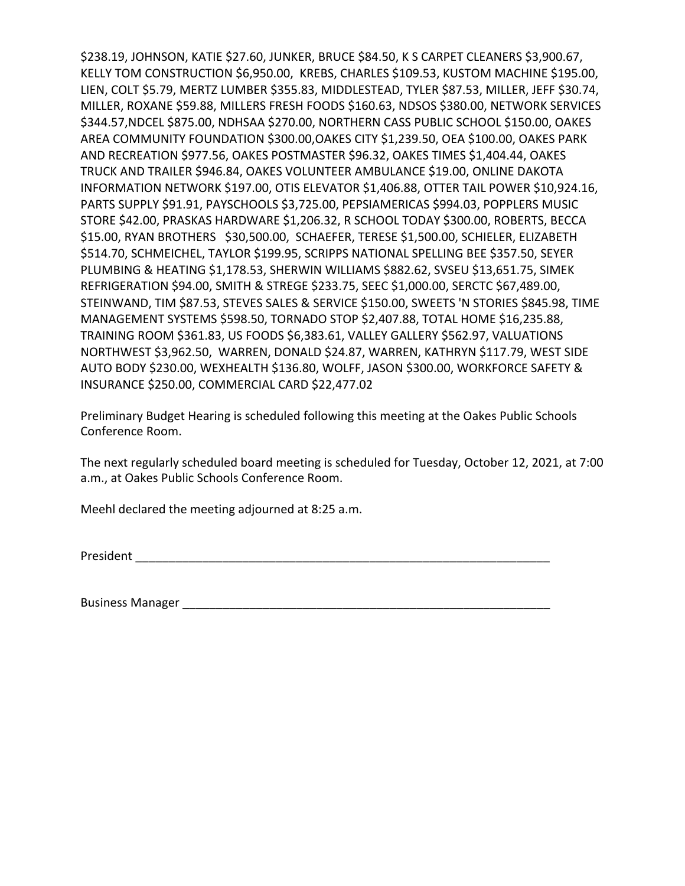$238.19, JOHNSON, KATIE $27.60, JUNKER, BRUCE $84.50, K S CARPET CLEANERS $3,900.67, KELLY TOM CONSTRUCTION $6,950.00, KREBS, CHARLES $109.53, KUSTOM MACHINE $195.00, LIEN, COLT $5.79, MERTZ LUMBER $355.83, MIDDLESTEAD, TYLER $87.53, MILLER, JEFF $30.74, MILLER, ROXANE $59.88, MILLERS FRESH FOODS $160.63, NDSOS $380.00, NETWORK SERVICES $344.57,NDCEL $875.00, NDHSAA $270.00, NORTHERN CASS PUBLIC SCHOOL $150.00, OAKES AREA COMMUNITY FOUNDATION $300.00,OAKES CITY $1,239.50, OEA $100.00, OAKES PARK AND RECREATION $977.56, OAKES POSTMASTER $96.32, OAKES TIMES $1,404.44, OAKES TRUCK AND TRAILER $946.84, OAKES VOLUNTEER AMBULANCE $19.00, ONLINE DAKOTA INFORMATION NETWORK $197.00, OTIS ELEVATOR $1,406.88, OTTER TAIL POWER $10,924.16, PARTS SUPPLY $91.91, PAYSCHOOLS $3,725.00, PEPSIAMERICAS $994.03, POPPLERS MUSIC STORE $42.00, PRASKAS HARDWARE $1,206.32, R SCHOOL TODAY $300.00, ROBERTS, BECCA $15.00, RYAN BROTHERS $30,500.00, SCHAEFER, TERESE $1,500.00, SCHIELER, ELIZABETH $514.70, SCHMEICHEL, TAYLOR $199.95, SCRIPPS NATIONAL SPELLING BEE $357.50, SEYER PLUMBING & HEATING $1,178.53, SHERWIN WILLIAMS $882.62, SVSEU $13,651.75, SIMEK REFRIGERATION $94.00, SMITH & STREGE $233.75, SEEC $1,000.00, SERCTC $67,489.00, STEINWAND, TIM $87.53, STEVES SALES & SERVICE $150.00, SWEETS 'N STORIES $845.98, TIME MANAGEMENT SYSTEMS $598.50, TORNADO STOP $2,407.88, TOTAL HOME $16,235.88, TRAINING ROOM $361.83, US FOODS $6,383.61, VALLEY GALLERY $562.97, VALUATIONS NORTHWEST $3,962.50, WARREN, DONALD $24.87, WARREN, KATHRYN $117.79, WEST SIDE AUTO BODY $230.00, WEXHEALTH $136.80, WOLFF, JASON $300.00, WORKFORCE SAFETY & INSURANCE $250.00, COMMERCIAL CARD $22,477.02

Preliminary Budget Hearing is scheduled following this meeting at the Oakes Public Schools Conference Room.

The next regularly scheduled board meeting is scheduled for Tuesday, October 12, 2021, at 7:00 a.m., at Oakes Public Schools Conference Room.

Meehl declared the meeting adjourned at 8:25 a.m.

President ______________________________________________________________

Business Manager _______________________________________________________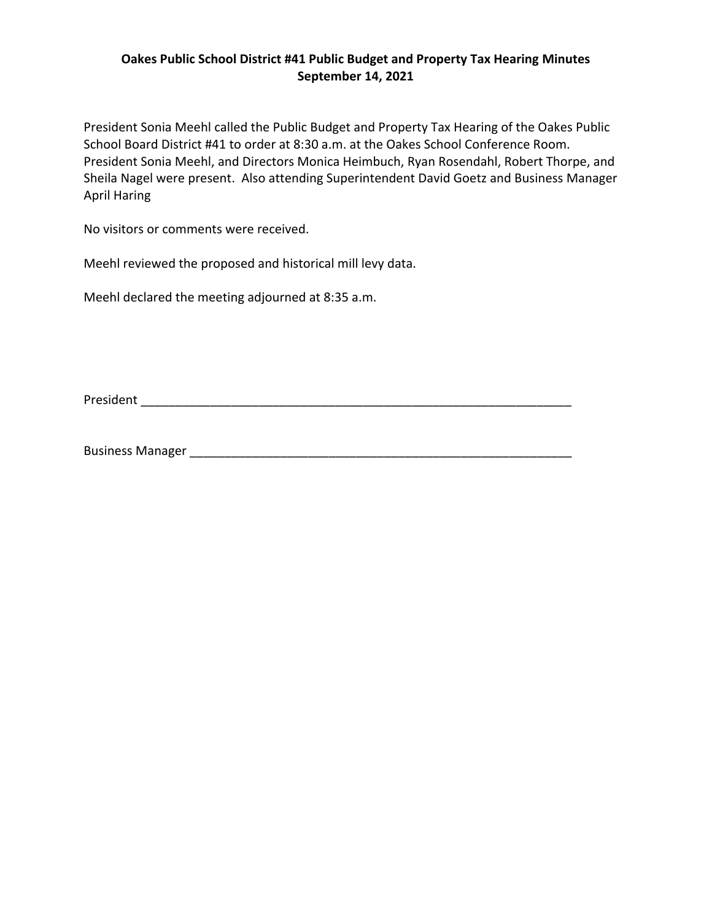**Oakes Public School District #41 Public Budget and Property Tax Hearing Minutes**
**September 14, 2021**

President Sonia Meehl called the Public Budget and Property Tax Hearing of the Oakes Public School Board District #41 to order at 8:30 a.m. at the Oakes School Conference Room. President Sonia Meehl, and Directors Monica Heimbuch, Ryan Rosendahl, Robert Thorpe, and Sheila Nagel were present. Also attending Superintendent David Goetz and Business Manager April Haring

No visitors or comments were received.

Meehl reviewed the proposed and historical mill levy data.

Meehl declared the meeting adjourned at 8:35 a.m.

President ________________________________________________________________

Business Manager __________________________________________________________